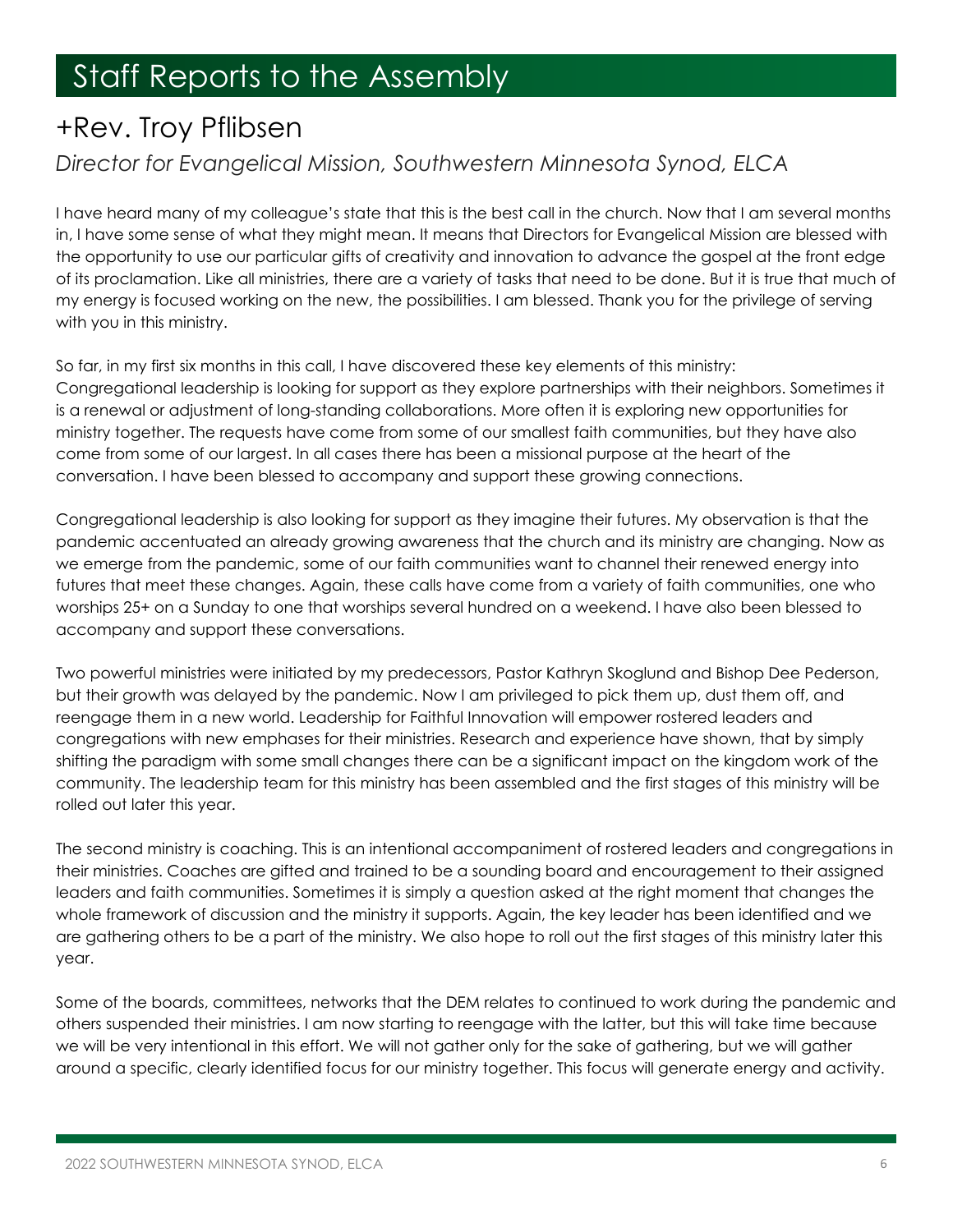# Staff Reports to the Assembly

## +Rev. Troy Pflibsen

*Director for Evangelical Mission, Southwestern Minnesota Synod, ELCA*

I have heard many of my colleague's state that this is the best call in the church. Now that I am several months in, I have some sense of what they might mean. It means that Directors for Evangelical Mission are blessed with the opportunity to use our particular gifts of creativity and innovation to advance the gospel at the front edge of its proclamation. Like all ministries, there are a variety of tasks that need to be done. But it is true that much of my energy is focused working on the new, the possibilities. I am blessed. Thank you for the privilege of serving with you in this ministry.

So far, in my first six months in this call, I have discovered these key elements of this ministry:
Congregational leadership is looking for support as they explore partnerships with their neighbors. Sometimes it is a renewal or adjustment of long-standing collaborations. More often it is exploring new opportunities for ministry together. The requests have come from some of our smallest faith communities, but they have also come from some of our largest. In all cases there has been a missional purpose at the heart of the conversation. I have been blessed to accompany and support these growing connections.

Congregational leadership is also looking for support as they imagine their futures. My observation is that the pandemic accentuated an already growing awareness that the church and its ministry are changing. Now as we emerge from the pandemic, some of our faith communities want to channel their renewed energy into futures that meet these changes. Again, these calls have come from a variety of faith communities, one who worships 25+ on a Sunday to one that worships several hundred on a weekend. I have also been blessed to accompany and support these conversations.

Two powerful ministries were initiated by my predecessors, Pastor Kathryn Skoglund and Bishop Dee Pederson, but their growth was delayed by the pandemic. Now I am privileged to pick them up, dust them off, and reengage them in a new world. Leadership for Faithful Innovation will empower rostered leaders and congregations with new emphases for their ministries. Research and experience have shown, that by simply shifting the paradigm with some small changes there can be a significant impact on the kingdom work of the community. The leadership team for this ministry has been assembled and the first stages of this ministry will be rolled out later this year.

The second ministry is coaching. This is an intentional accompaniment of rostered leaders and congregations in their ministries. Coaches are gifted and trained to be a sounding board and encouragement to their assigned leaders and faith communities. Sometimes it is simply a question asked at the right moment that changes the whole framework of discussion and the ministry it supports. Again, the key leader has been identified and we are gathering others to be a part of the ministry. We also hope to roll out the first stages of this ministry later this year.

Some of the boards, committees, networks that the DEM relates to continued to work during the pandemic and others suspended their ministries. I am now starting to reengage with the latter, but this will take time because we will be very intentional in this effort. We will not gather only for the sake of gathering, but we will gather around a specific, clearly identified focus for our ministry together. This focus will generate energy and activity.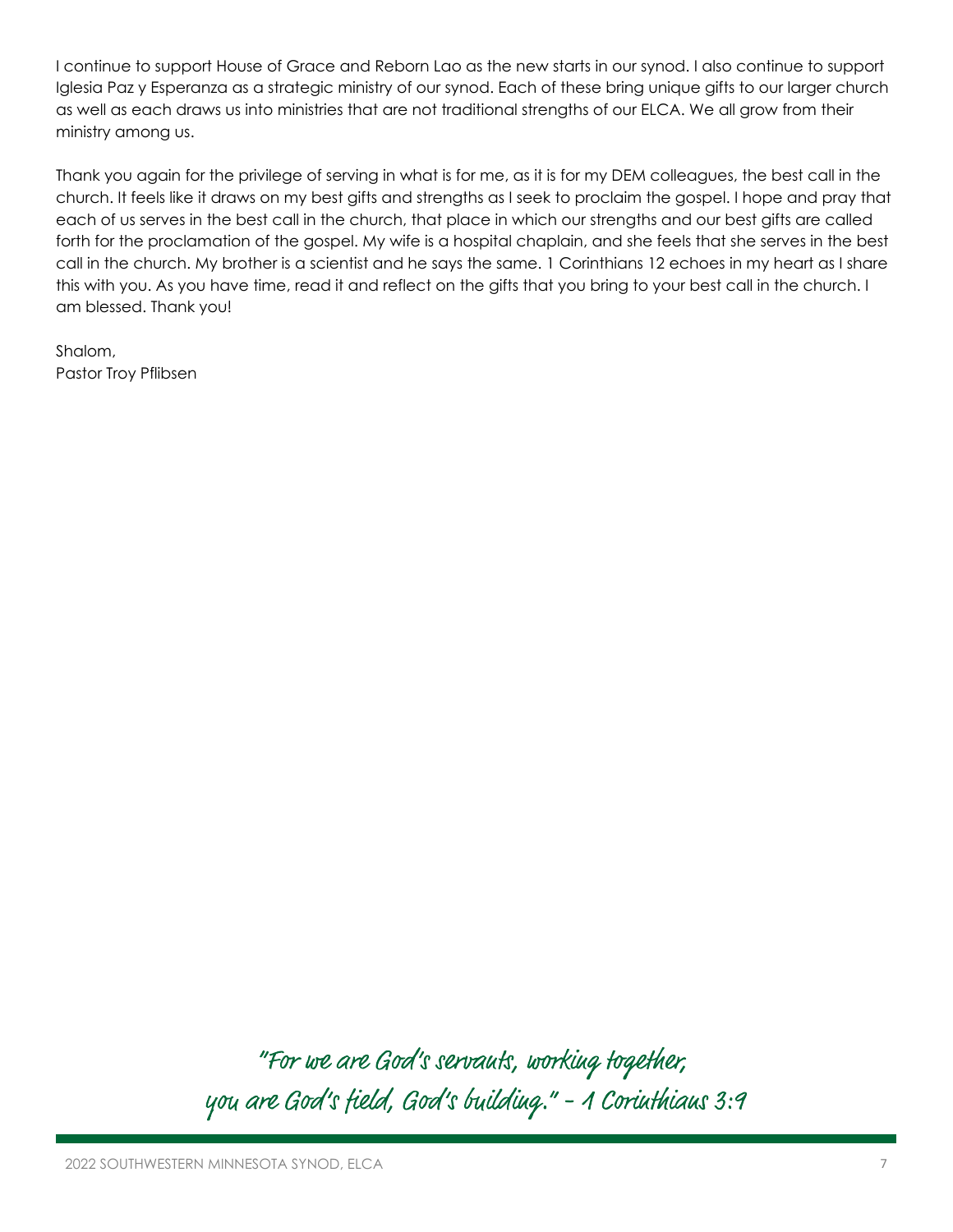I continue to support House of Grace and Reborn Lao as the new starts in our synod. I also continue to support Iglesia Paz y Esperanza as a strategic ministry of our synod. Each of these bring unique gifts to our larger church as well as each draws us into ministries that are not traditional strengths of our ELCA. We all grow from their ministry among us.

Thank you again for the privilege of serving in what is for me, as it is for my DEM colleagues, the best call in the church. It feels like it draws on my best gifts and strengths as I seek to proclaim the gospel. I hope and pray that each of us serves in the best call in the church, that place in which our strengths and our best gifts are called forth for the proclamation of the gospel. My wife is a hospital chaplain, and she feels that she serves in the best call in the church. My brother is a scientist and he says the same. 1 Corinthians 12 echoes in my heart as I share this with you. As you have time, read it and reflect on the gifts that you bring to your best call in the church. I am blessed. Thank you!

Shalom,
Pastor Troy Pflibsen

*"For we are God's servants, working together, you are God's field, God's building." - 1 Corinthians 3:9*